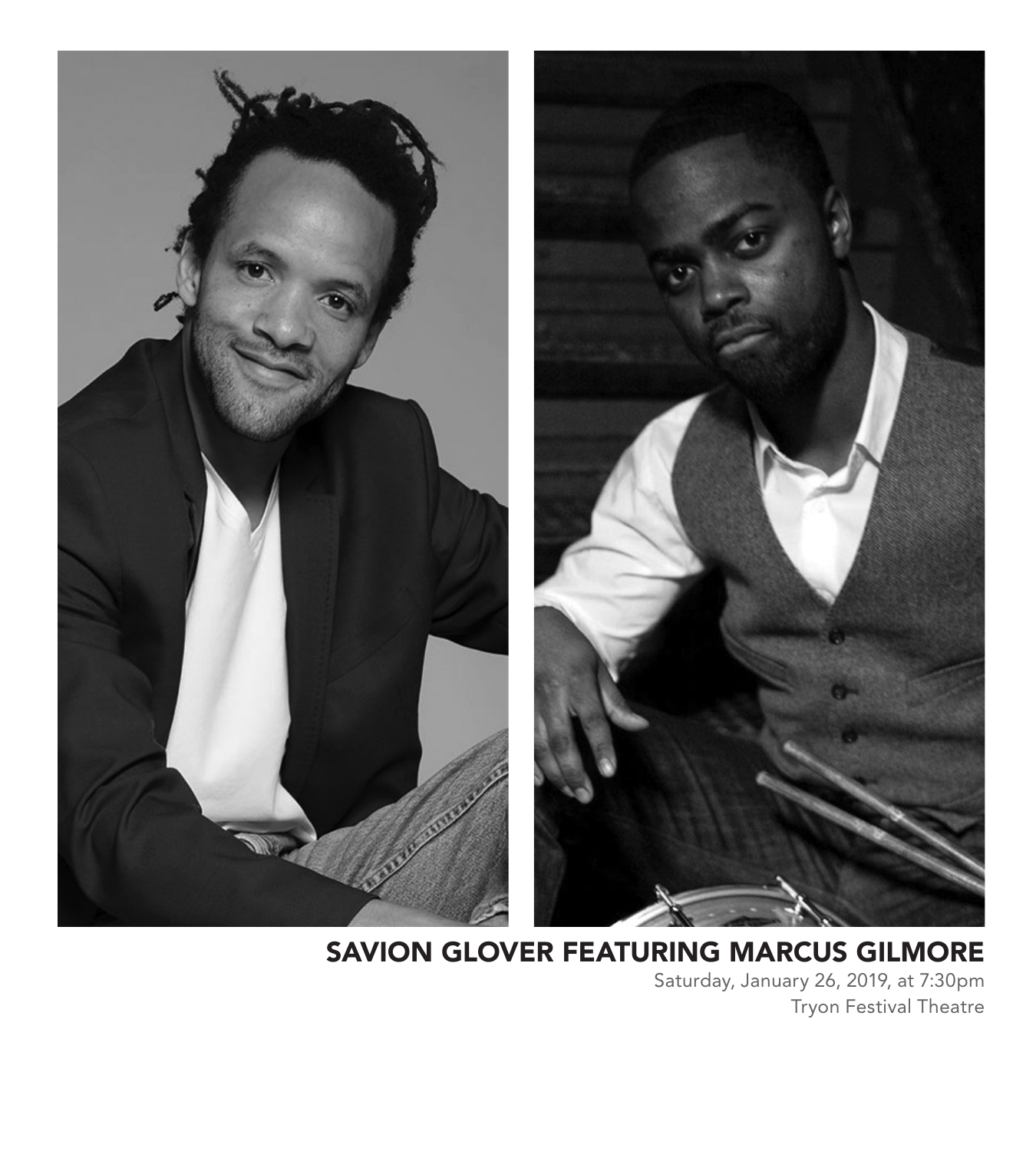## SAVION GLOVER FEATURING MARCUS GILMORE

Saturday, January 26, 2019, at 7:30pm

Tryon Festival Theatre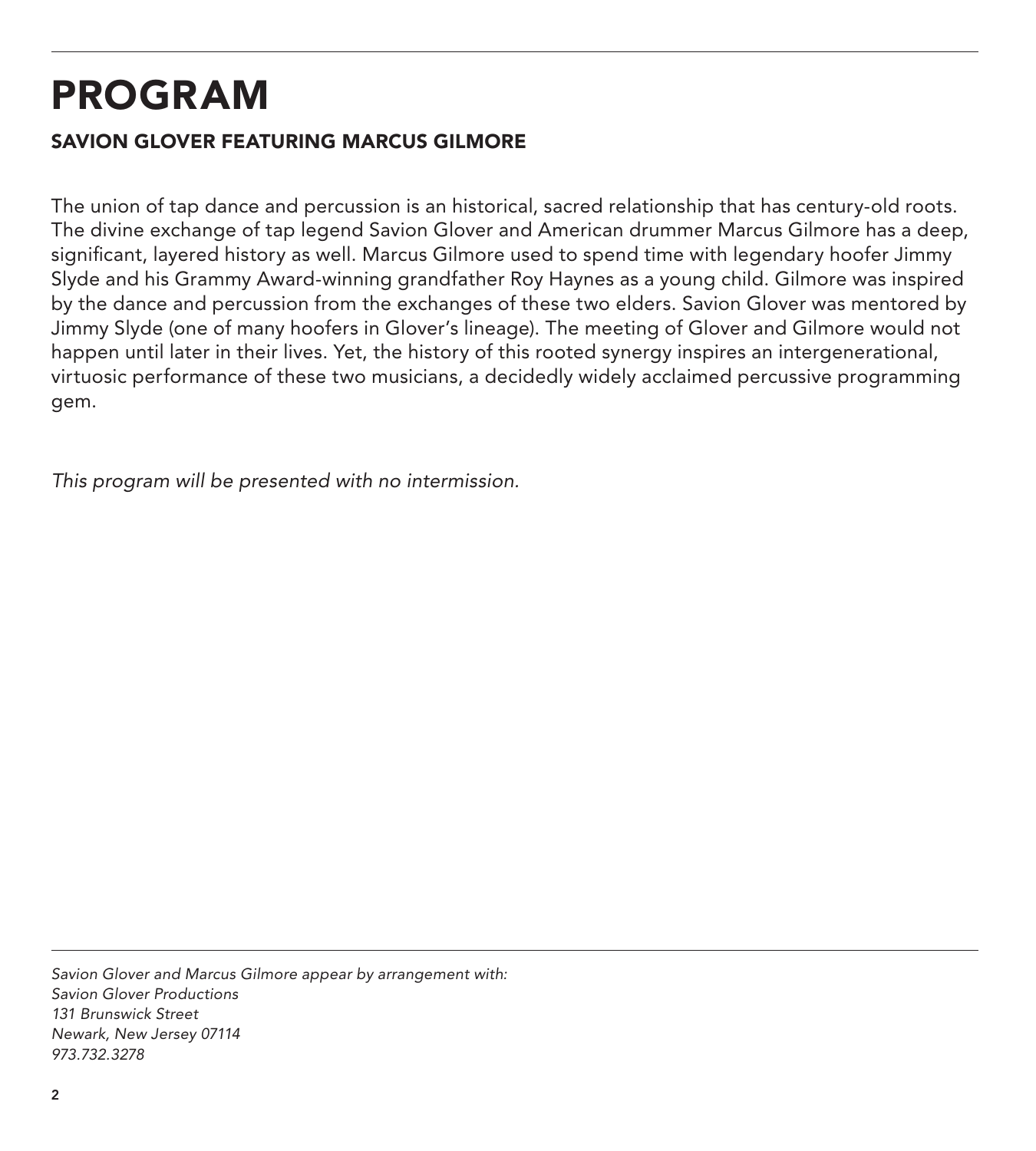# PROGRAM

## SAVION GLOVER FEATURING MARCUS GILMORE

The union of tap dance and percussion is an historical, sacred relationship that has century-old roots. The divine exchange of tap legend Savion Glover and American drummer Marcus Gilmore has a deep, significant, layered history as well. Marcus Gilmore used to spend time with legendary hoofer Jimmy Slyde and his Grammy Award-winning grandfather Roy Haynes as a young child. Gilmore was inspired by the dance and percussion from the exchanges of these two elders. Savion Glover was mentored by Jimmy Slyde (one of many hoofers in Glover's lineage). The meeting of Glover and Gilmore would not happen until later in their lives. Yet, the history of this rooted synergy inspires an intergenerational, virtuosic performance of these two musicians, a decidedly widely acclaimed percussive programming gem.

*This program will be presented with no intermission.*

---

*Savion Glover and Marcus Gilmore appear by arrangement with:*
*Savion Glover Productions*
*131 Brunswick Street*
*Newark, New Jersey 07114*
*973.732.3278*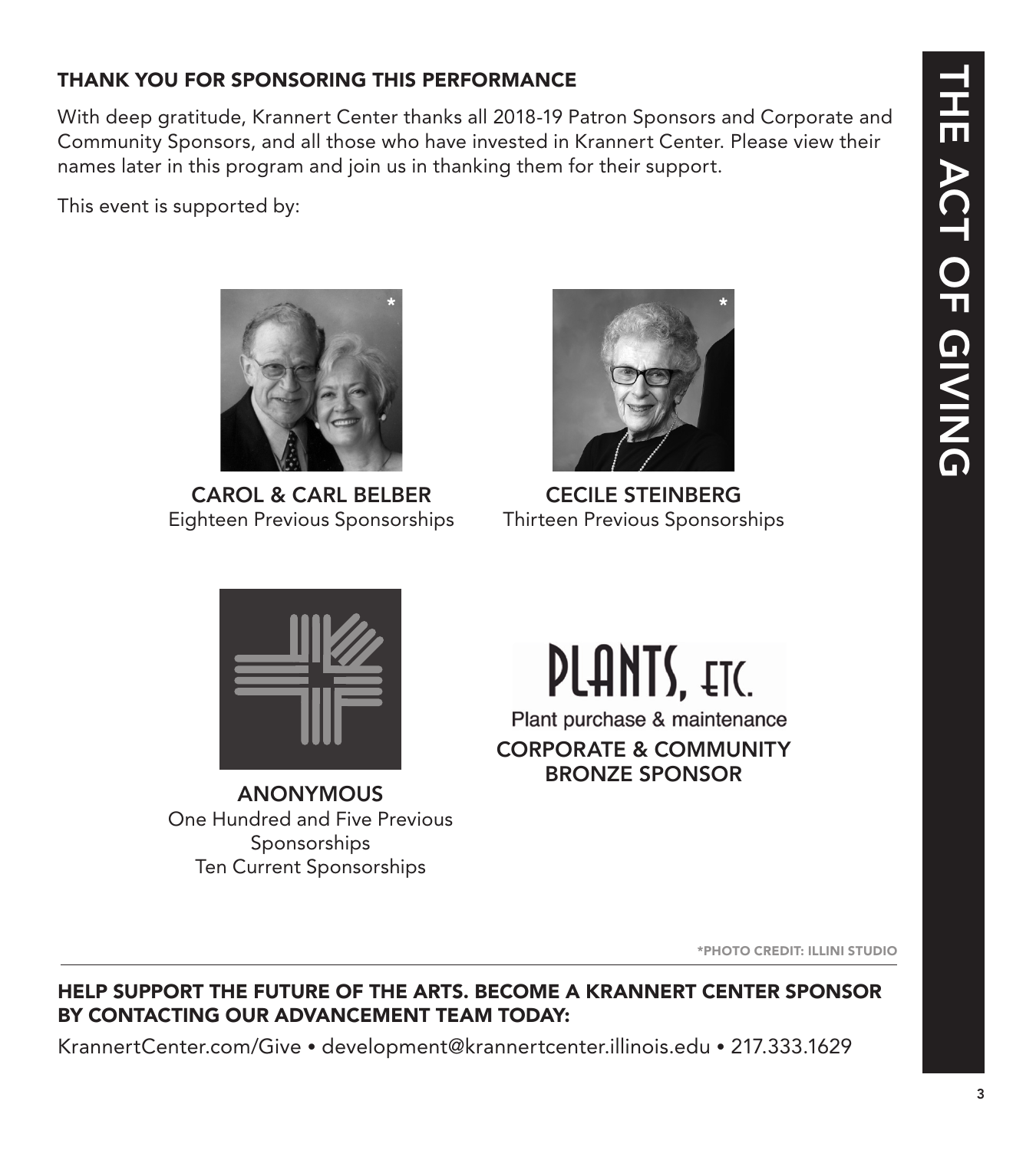## THANK YOU FOR SPONSORING THIS PERFORMANCE

With deep gratitude, Krannert Center thanks all 2018-19 Patron Sponsors and Corporate and Community Sponsors, and all those who have invested in Krannert Center. Please view their names later in this program and join us in thanking them for their support.

This event is supported by:

**CAROL & CARL BELBER***
Eighteen Previous Sponsorships

**CECILE STEINBERG***
Thirteen Previous Sponsorships

**ANONYMOUS**
One Hundred and Five Previous Sponsorships
Ten Current Sponsorships

PLANTS, ETC.
Plant purchase & maintenance
**CORPORATE & COMMUNITY BRONZE SPONSOR**

*PHOTO CREDIT: ILLINI STUDIO

---

**HELP SUPPORT THE FUTURE OF THE ARTS. BECOME A KRANNERT CENTER SPONSOR BY CONTACTING OUR ADVANCEMENT TEAM TODAY:**

KrannertCenter.com/Give • development@krannertcenter.illinois.edu • 217.333.1629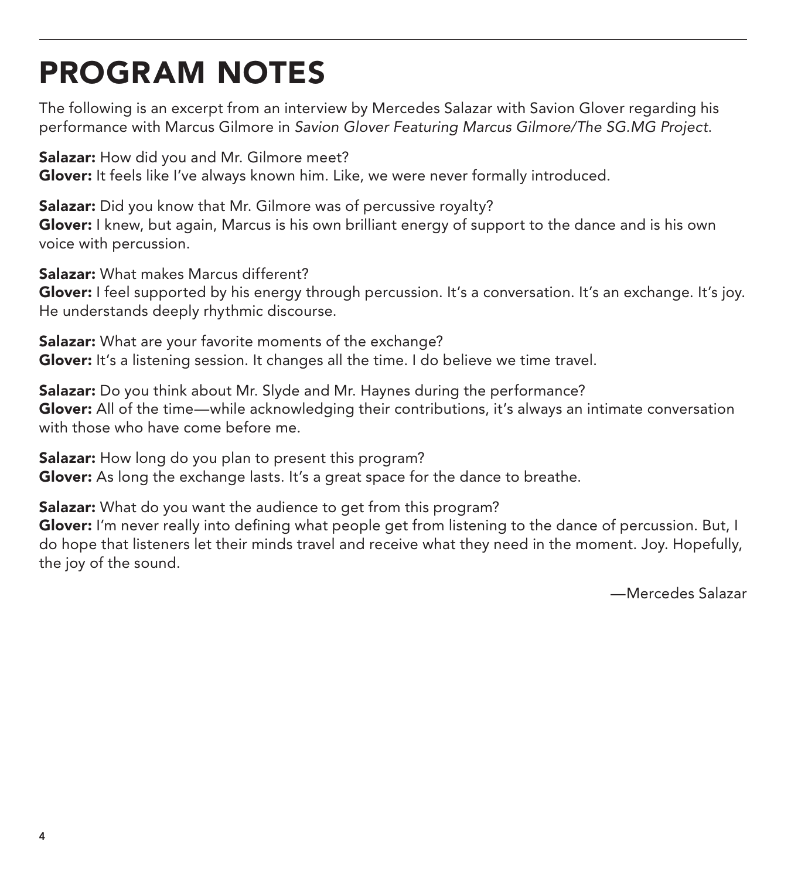# PROGRAM NOTES

The following is an excerpt from an interview by Mercedes Salazar with Savion Glover regarding his performance with Marcus Gilmore in *Savion Glover Featuring Marcus Gilmore/The SG.MG Project*.

**Salazar:** How did you and Mr. Gilmore meet?
**Glover:** It feels like I've always known him. Like, we were never formally introduced.

**Salazar:** Did you know that Mr. Gilmore was of percussive royalty?
**Glover:** I knew, but again, Marcus is his own brilliant energy of support to the dance and is his own voice with percussion.

**Salazar:** What makes Marcus different?
**Glover:** I feel supported by his energy through percussion. It's a conversation. It's an exchange. It's joy. He understands deeply rhythmic discourse.

**Salazar:** What are your favorite moments of the exchange?
**Glover:** It's a listening session. It changes all the time. I do believe we time travel.

**Salazar:** Do you think about Mr. Slyde and Mr. Haynes during the performance?
**Glover:** All of the time—while acknowledging their contributions, it's always an intimate conversation with those who have come before me.

**Salazar:** How long do you plan to present this program?
**Glover:** As long the exchange lasts. It's a great space for the dance to breathe.

**Salazar:** What do you want the audience to get from this program?
**Glover:** I'm never really into defining what people get from listening to the dance of percussion. But, I do hope that listeners let their minds travel and receive what they need in the moment. Joy. Hopefully, the joy of the sound.

—Mercedes Salazar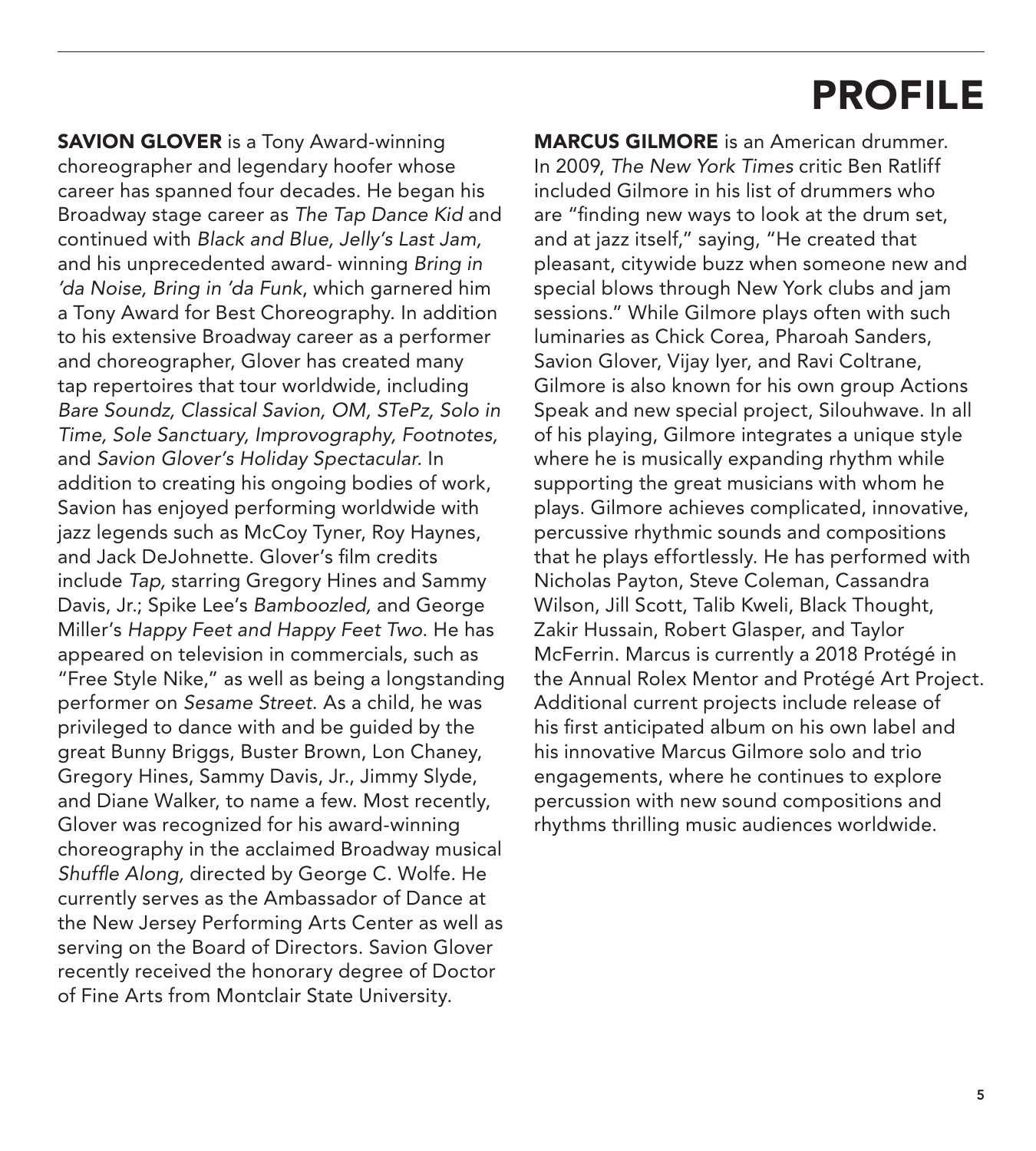# PROFILE

**SAVION GLOVER** is a Tony Award-winning choreographer and legendary hoofer whose career has spanned four decades. He began his Broadway stage career as *The Tap Dance Kid* and continued with *Black and Blue*, *Jelly's Last Jam,* and his unprecedented award- winning *Bring in 'da Noise, Bring in 'da Funk*, which garnered him a Tony Award for Best Choreography. In addition to his extensive Broadway career as a performer and choreographer, Glover has created many tap repertoires that tour worldwide, including *Bare Soundz, Classical Savion, OM, STePz, Solo in Time, Sole Sanctuary, Improvography, Footnotes,* and *Savion Glover's Holiday Spectacular.* In addition to creating his ongoing bodies of work, Savion has enjoyed performing worldwide with jazz legends such as McCoy Tyner, Roy Haynes, and Jack DeJohnette. Glover's film credits include *Tap,* starring Gregory Hines and Sammy Davis, Jr.; Spike Lee's *Bamboozled,* and George Miller's *Happy Feet and Happy Feet Two*. He has appeared on television in commercials, such as "Free Style Nike," as well as being a longstanding performer on *Sesame Street*. As a child, he was privileged to dance with and be guided by the great Bunny Briggs, Buster Brown, Lon Chaney, Gregory Hines, Sammy Davis, Jr., Jimmy Slyde, and Diane Walker, to name a few. Most recently, Glover was recognized for his award-winning choreography in the acclaimed Broadway musical *Shuffle Along,* directed by George C. Wolfe. He currently serves as the Ambassador of Dance at the New Jersey Performing Arts Center as well as serving on the Board of Directors. Savion Glover recently received the honorary degree of Doctor of Fine Arts from Montclair State University.

**MARCUS GILMORE** is an American drummer. In 2009, *The New York Times* critic Ben Ratliff included Gilmore in his list of drummers who are "finding new ways to look at the drum set, and at jazz itself," saying, "He created that pleasant, citywide buzz when someone new and special blows through New York clubs and jam sessions." While Gilmore plays often with such luminaries as Chick Corea, Pharoah Sanders, Savion Glover, Vijay Iyer, and Ravi Coltrane, Gilmore is also known for his own group Actions Speak and new special project, Silouhwave. In all of his playing, Gilmore integrates a unique style where he is musically expanding rhythm while supporting the great musicians with whom he plays. Gilmore achieves complicated, innovative, percussive rhythmic sounds and compositions that he plays effortlessly. He has performed with Nicholas Payton, Steve Coleman, Cassandra Wilson, Jill Scott, Talib Kweli, Black Thought, Zakir Hussain, Robert Glasper, and Taylor McFerrin. Marcus is currently a 2018 Protégé in the Annual Rolex Mentor and Protégé Art Project. Additional current projects include release of his first anticipated album on his own label and his innovative Marcus Gilmore solo and trio engagements, where he continues to explore percussion with new sound compositions and rhythms thrilling music audiences worldwide.